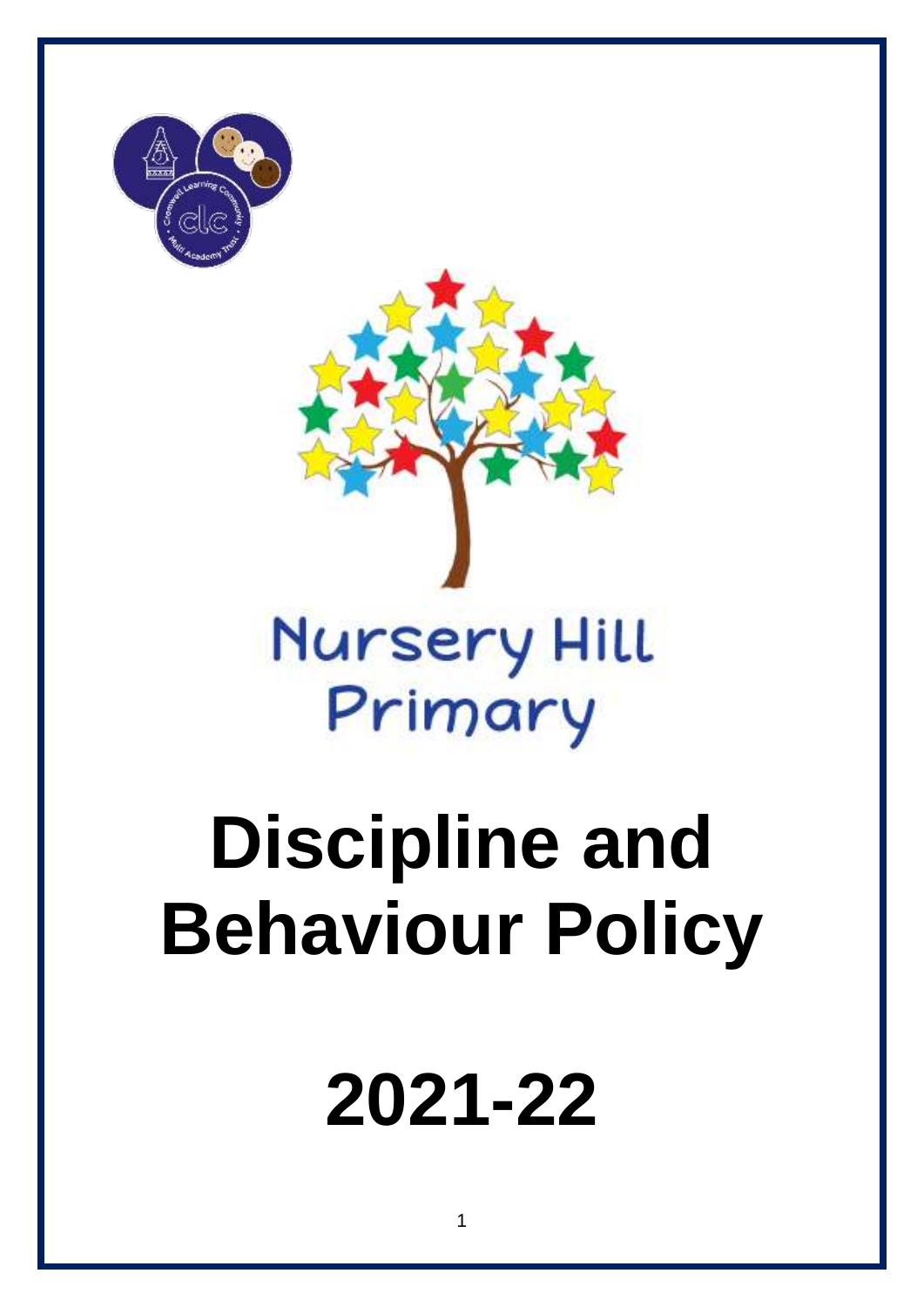Nursery Hill Primary

# Discipline and Behaviour Policy

# 2021-22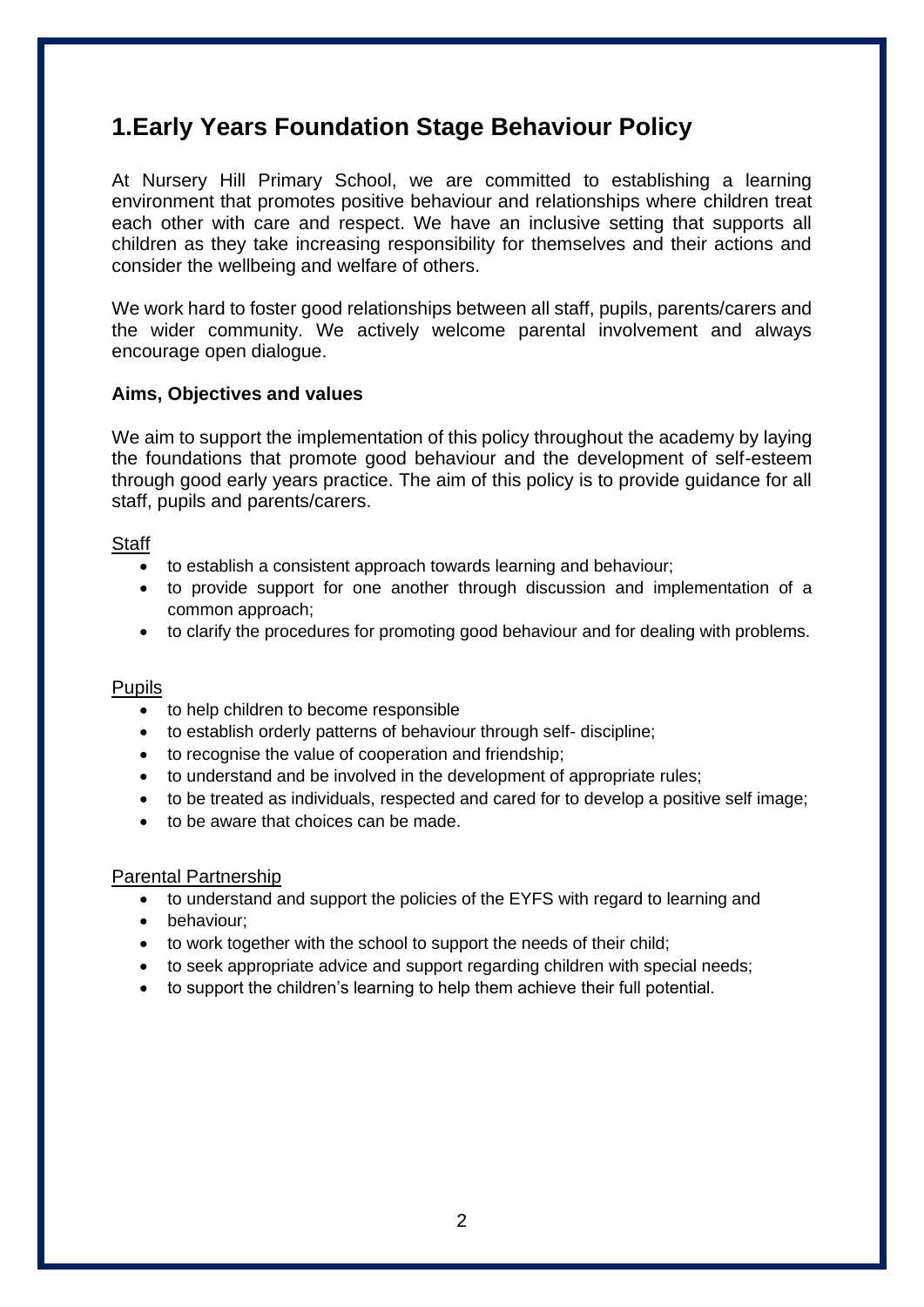# 1.Early Years Foundation Stage Behaviour Policy

At Nursery Hill Primary School, we are committed to establishing a learning environment that promotes positive behaviour and relationships where children treat each other with care and respect. We have an inclusive setting that supports all children as they take increasing responsibility for themselves and their actions and consider the wellbeing and welfare of others.

We work hard to foster good relationships between all staff, pupils, parents/carers and the wider community. We actively welcome parental involvement and always encourage open dialogue.

**Aims, Objectives and values**

We aim to support the implementation of this policy throughout the academy by laying the foundations that promote good behaviour and the development of self-esteem through good early years practice. The aim of this policy is to provide guidance for all staff, pupils and parents/carers.

<u>Staff</u>

- to establish a consistent approach towards learning and behaviour;
- to provide support for one another through discussion and implementation of a common approach;
- to clarify the procedures for promoting good behaviour and for dealing with problems.

<u>Pupils</u>

- to help children to become responsible
- to establish orderly patterns of behaviour through self- discipline;
- to recognise the value of cooperation and friendship;
- to understand and be involved in the development of appropriate rules;
- to be treated as individuals, respected and cared for to develop a positive self image;
- to be aware that choices can be made.

<u>Parental Partnership</u>

- to understand and support the policies of the EYFS with regard to learning and
- behaviour;
- to work together with the school to support the needs of their child;
- to seek appropriate advice and support regarding children with special needs;
- to support the children's learning to help them achieve their full potential.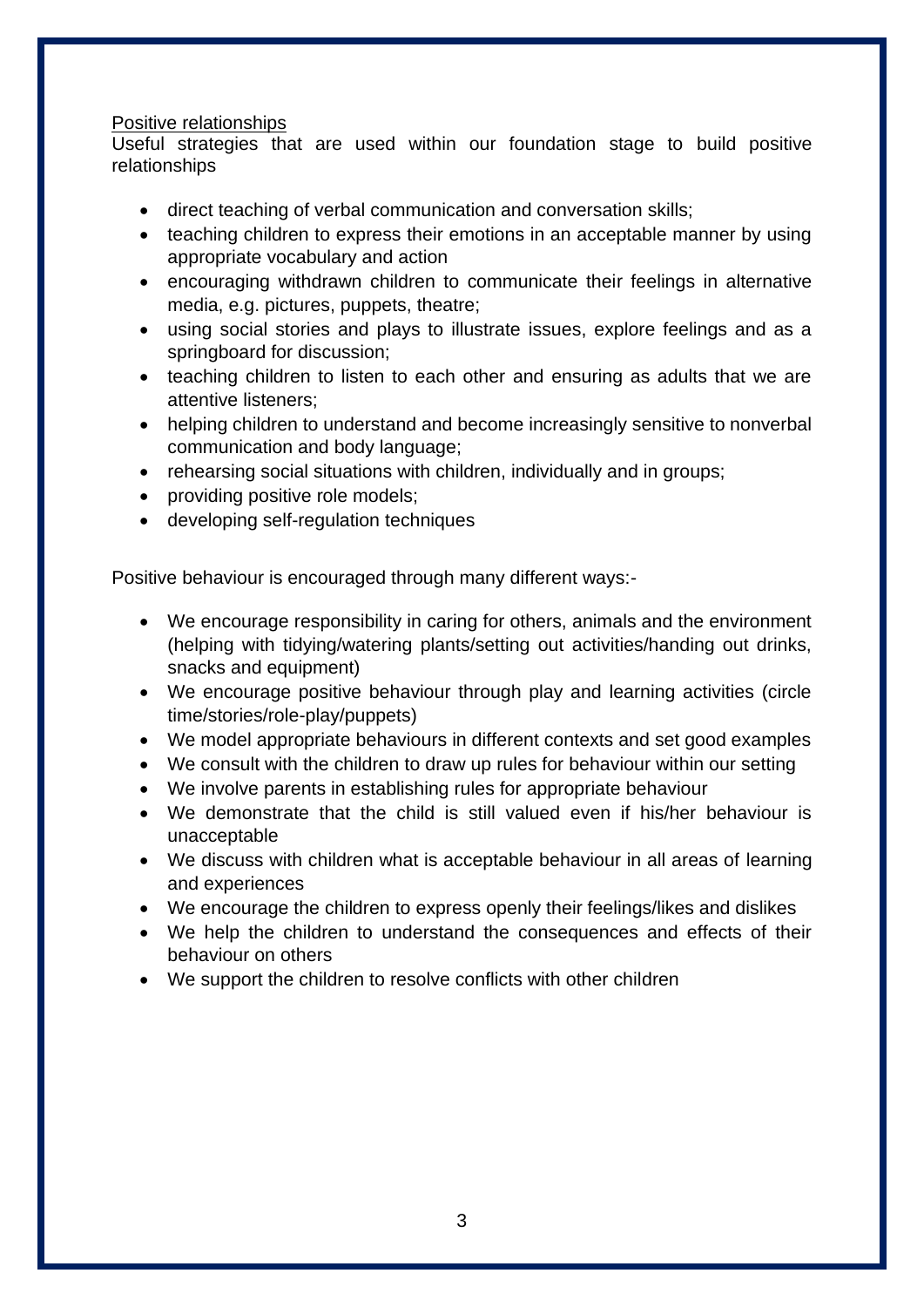<u>Positive relationships</u>

Useful strategies that are used within our foundation stage to build positive relationships

- direct teaching of verbal communication and conversation skills;
- teaching children to express their emotions in an acceptable manner by using appropriate vocabulary and action
- encouraging withdrawn children to communicate their feelings in alternative media, e.g. pictures, puppets, theatre;
- using social stories and plays to illustrate issues, explore feelings and as a springboard for discussion;
- teaching children to listen to each other and ensuring as adults that we are attentive listeners;
- helping children to understand and become increasingly sensitive to nonverbal communication and body language;
- rehearsing social situations with children, individually and in groups;
- providing positive role models;
- developing self-regulation techniques

Positive behaviour is encouraged through many different ways:-

- We encourage responsibility in caring for others, animals and the environment (helping with tidying/watering plants/setting out activities/handing out drinks, snacks and equipment)
- We encourage positive behaviour through play and learning activities (circle time/stories/role-play/puppets)
- We model appropriate behaviours in different contexts and set good examples
- We consult with the children to draw up rules for behaviour within our setting
- We involve parents in establishing rules for appropriate behaviour
- We demonstrate that the child is still valued even if his/her behaviour is unacceptable
- We discuss with children what is acceptable behaviour in all areas of learning and experiences
- We encourage the children to express openly their feelings/likes and dislikes
- We help the children to understand the consequences and effects of their behaviour on others
- We support the children to resolve conflicts with other children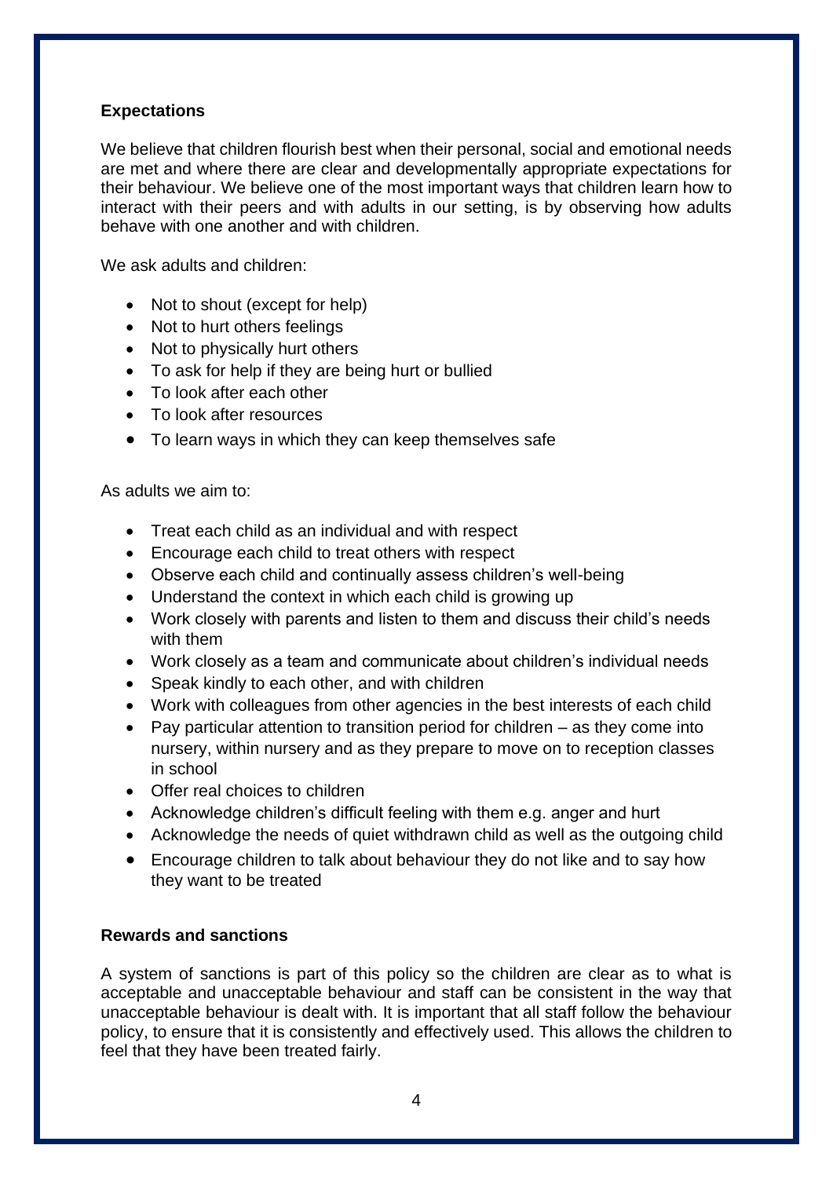## Expectations

We believe that children flourish best when their personal, social and emotional needs are met and where there are clear and developmentally appropriate expectations for their behaviour. We believe one of the most important ways that children learn how to interact with their peers and with adults in our setting, is by observing how adults behave with one another and with children.

We ask adults and children:

- Not to shout (except for help)
- Not to hurt others feelings
- Not to physically hurt others
- To ask for help if they are being hurt or bullied
- To look after each other
- To look after resources
- To learn ways in which they can keep themselves safe

As adults we aim to:

- Treat each child as an individual and with respect
- Encourage each child to treat others with respect
- Observe each child and continually assess children's well-being
- Understand the context in which each child is growing up
- Work closely with parents and listen to them and discuss their child's needs with them
- Work closely as a team and communicate about children's individual needs
- Speak kindly to each other, and with children
- Work with colleagues from other agencies in the best interests of each child
- Pay particular attention to transition period for children – as they come into nursery, within nursery and as they prepare to move on to reception classes in school
- Offer real choices to children
- Acknowledge children's difficult feeling with them e.g. anger and hurt
- Acknowledge the needs of quiet withdrawn child as well as the outgoing child
- Encourage children to talk about behaviour they do not like and to say how they want to be treated

## Rewards and sanctions

A system of sanctions is part of this policy so the children are clear as to what is acceptable and unacceptable behaviour and staff can be consistent in the way that unacceptable behaviour is dealt with. It is important that all staff follow the behaviour policy, to ensure that it is consistently and effectively used. This allows the children to feel that they have been treated fairly.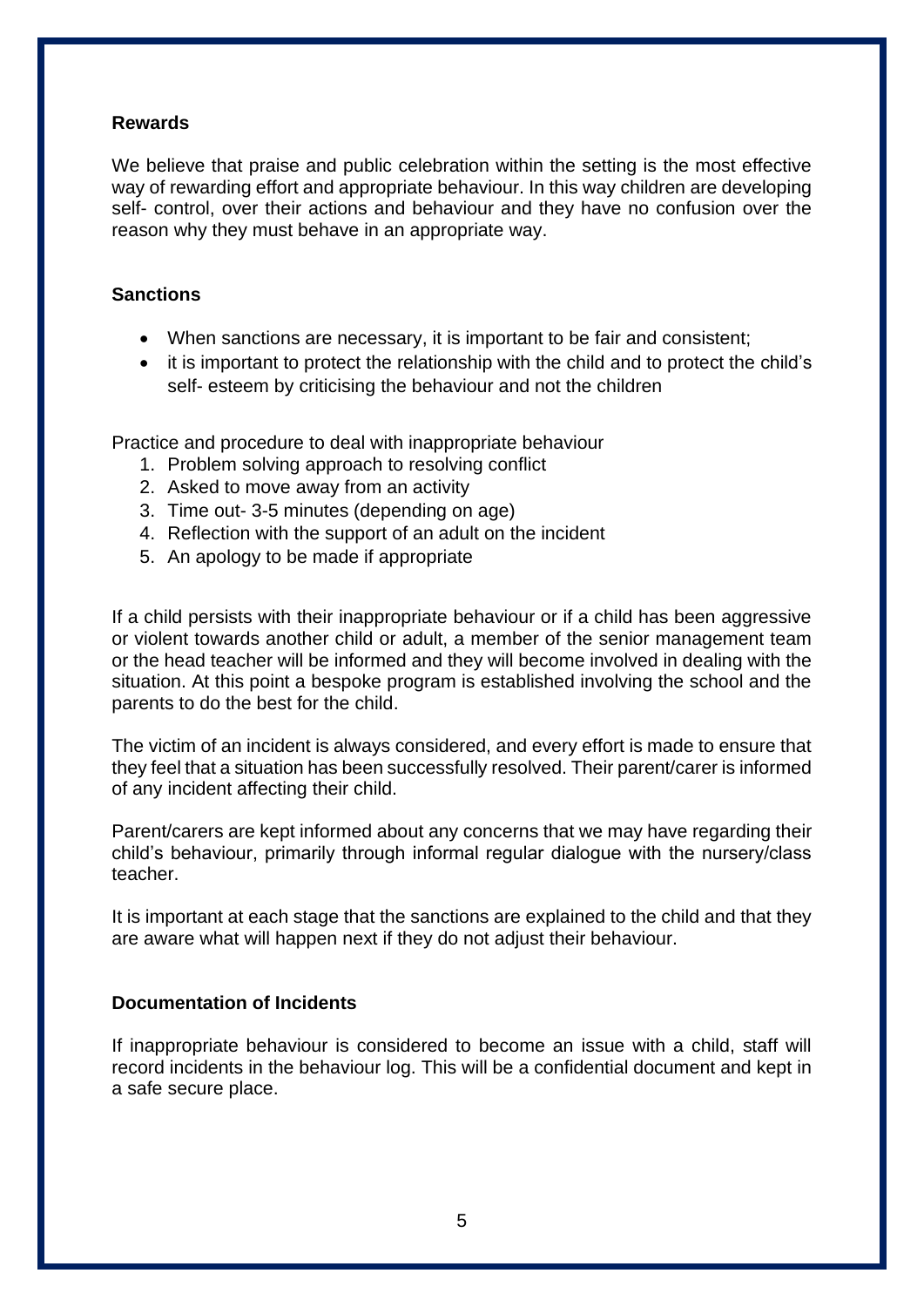### Rewards

We believe that praise and public celebration within the setting is the most effective way of rewarding effort and appropriate behaviour. In this way children are developing self- control, over their actions and behaviour and they have no confusion over the reason why they must behave in an appropriate way.

### Sanctions

- When sanctions are necessary, it is important to be fair and consistent;
- it is important to protect the relationship with the child and to protect the child's self- esteem by criticising the behaviour and not the children

Practice and procedure to deal with inappropriate behaviour

1. Problem solving approach to resolving conflict
2. Asked to move away from an activity
3. Time out- 3-5 minutes (depending on age)
4. Reflection with the support of an adult on the incident
5. An apology to be made if appropriate

If a child persists with their inappropriate behaviour or if a child has been aggressive or violent towards another child or adult, a member of the senior management team or the head teacher will be informed and they will become involved in dealing with the situation. At this point a bespoke program is established involving the school and the parents to do the best for the child.

The victim of an incident is always considered, and every effort is made to ensure that they feel that a situation has been successfully resolved. Their parent/carer is informed of any incident affecting their child.

Parent/carers are kept informed about any concerns that we may have regarding their child's behaviour, primarily through informal regular dialogue with the nursery/class teacher.

It is important at each stage that the sanctions are explained to the child and that they are aware what will happen next if they do not adjust their behaviour.

### Documentation of Incidents

If inappropriate behaviour is considered to become an issue with a child, staff will record incidents in the behaviour log. This will be a confidential document and kept in a safe secure place.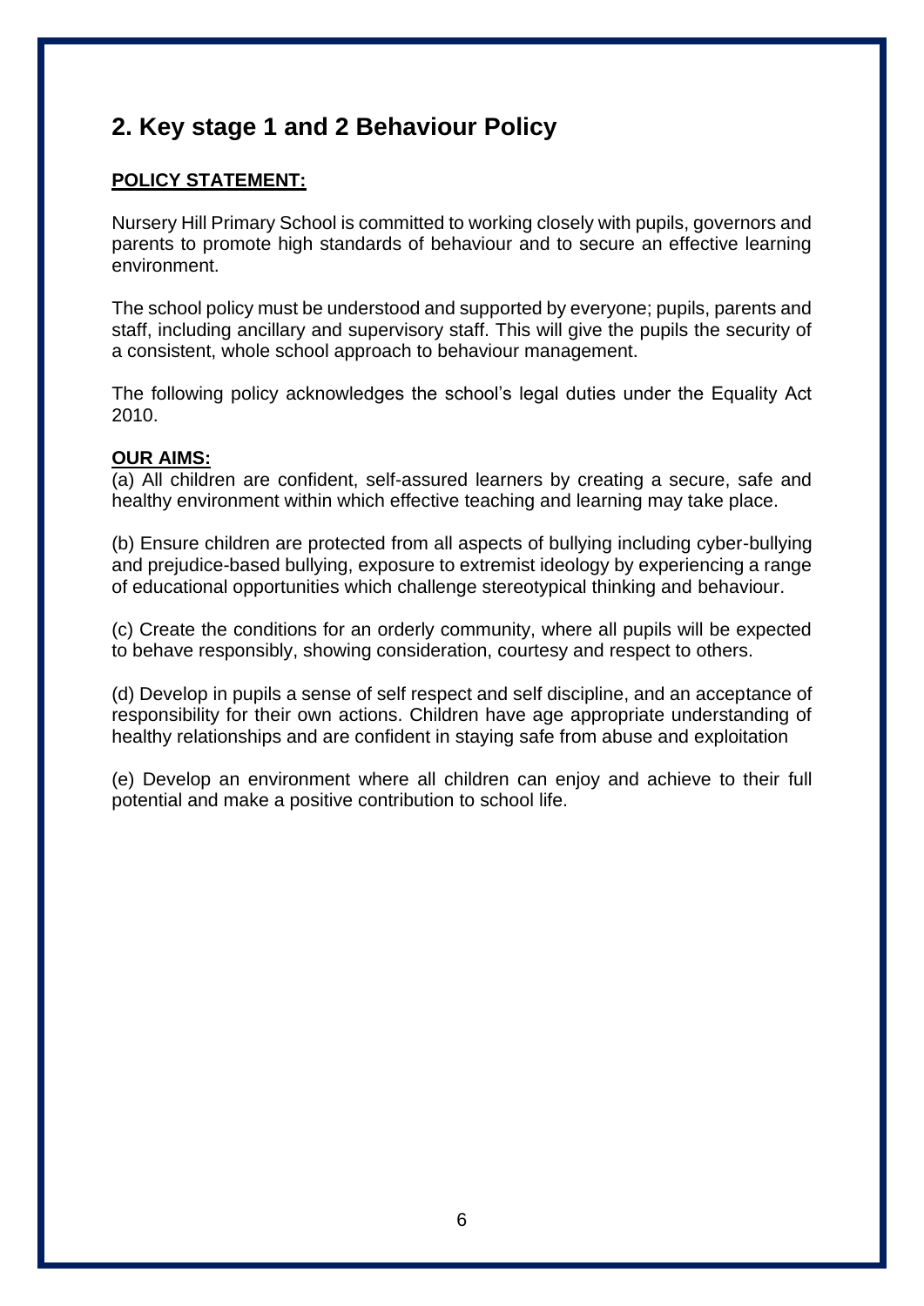## 2. Key stage 1 and 2 Behaviour Policy

**POLICY STATEMENT:**

Nursery Hill Primary School is committed to working closely with pupils, governors and parents to promote high standards of behaviour and to secure an effective learning environment.

The school policy must be understood and supported by everyone; pupils, parents and staff, including ancillary and supervisory staff. This will give the pupils the security of a consistent, whole school approach to behaviour management.

The following policy acknowledges the school's legal duties under the Equality Act 2010.

**OUR AIMS:**

(a) All children are confident, self-assured learners by creating a secure, safe and healthy environment within which effective teaching and learning may take place.

(b) Ensure children are protected from all aspects of bullying including cyber-bullying and prejudice-based bullying, exposure to extremist ideology by experiencing a range of educational opportunities which challenge stereotypical thinking and behaviour.

(c) Create the conditions for an orderly community, where all pupils will be expected to behave responsibly, showing consideration, courtesy and respect to others.

(d) Develop in pupils a sense of self respect and self discipline, and an acceptance of responsibility for their own actions. Children have age appropriate understanding of healthy relationships and are confident in staying safe from abuse and exploitation

(e) Develop an environment where all children can enjoy and achieve to their full potential and make a positive contribution to school life.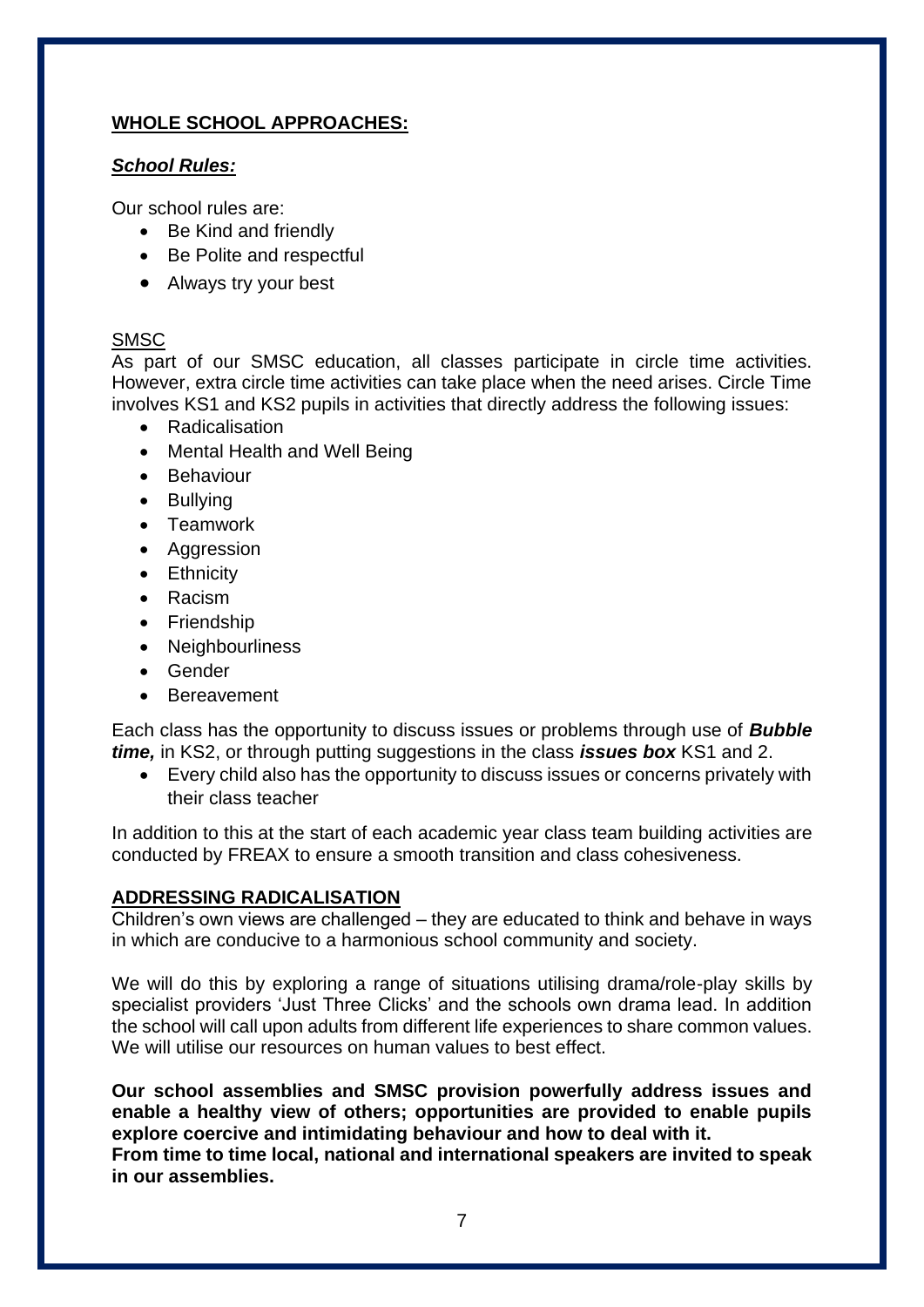## WHOLE SCHOOL APPROACHES:

### *School Rules:*

Our school rules are:

- Be Kind and friendly
- Be Polite and respectful
- Always try your best

### SMSC

As part of our SMSC education, all classes participate in circle time activities. However, extra circle time activities can take place when the need arises. Circle Time involves KS1 and KS2 pupils in activities that directly address the following issues:

- Radicalisation
- Mental Health and Well Being
- Behaviour
- Bullying
- Teamwork
- Aggression
- Ethnicity
- Racism
- Friendship
- Neighbourliness
- Gender
- Bereavement

Each class has the opportunity to discuss issues or problems through use of ***Bubble time,*** in KS2, or through putting suggestions in the class ***issues box*** KS1 and 2.

- Every child also has the opportunity to discuss issues or concerns privately with their class teacher

In addition to this at the start of each academic year class team building activities are conducted by FREAX to ensure a smooth transition and class cohesiveness.

## ADDRESSING RADICALISATION

Children's own views are challenged – they are educated to think and behave in ways in which are conducive to a harmonious school community and society.

We will do this by exploring a range of situations utilising drama/role-play skills by specialist providers 'Just Three Clicks' and the schools own drama lead. In addition the school will call upon adults from different life experiences to share common values. We will utilise our resources on human values to best effect.

**Our school assemblies and SMSC provision powerfully address issues and enable a healthy view of others; opportunities are provided to enable pupils explore coercive and intimidating behaviour and how to deal with it.**
**From time to time local, national and international speakers are invited to speak in our assemblies.**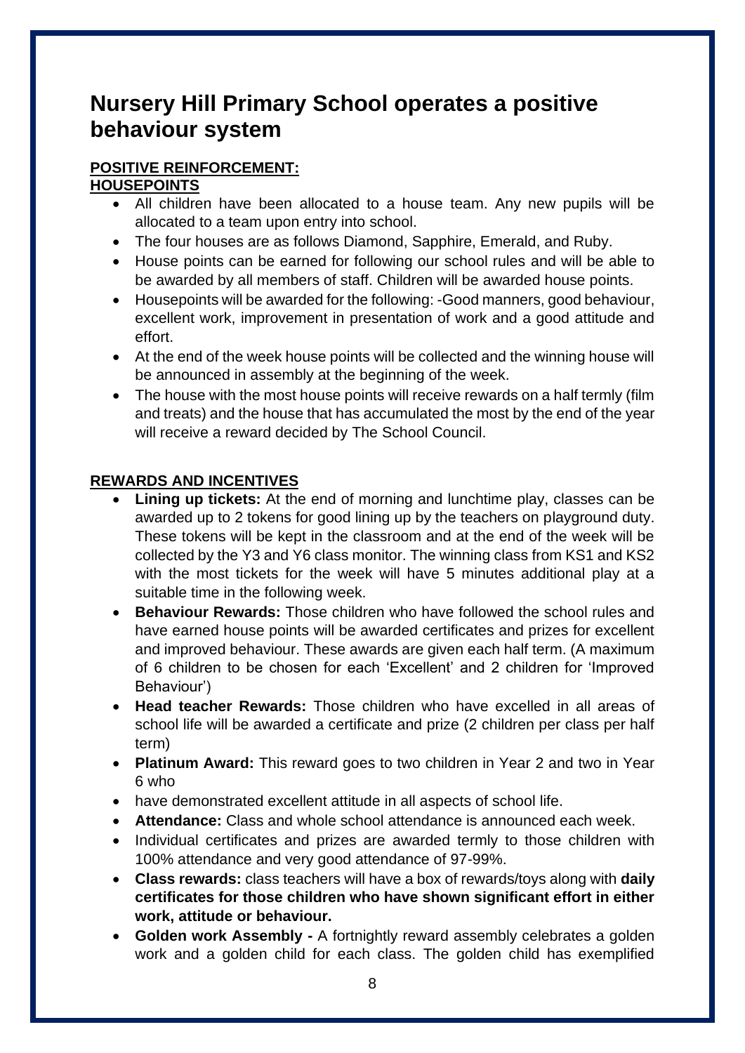# Nursery Hill Primary School operates a positive behaviour system

**POSITIVE REINFORCEMENT:**
**HOUSEPOINTS**

- All children have been allocated to a house team. Any new pupils will be allocated to a team upon entry into school.
- The four houses are as follows Diamond, Sapphire, Emerald, and Ruby.
- House points can be earned for following our school rules and will be able to be awarded by all members of staff. Children will be awarded house points.
- Housepoints will be awarded for the following: -Good manners, good behaviour, excellent work, improvement in presentation of work and a good attitude and effort.
- At the end of the week house points will be collected and the winning house will be announced in assembly at the beginning of the week.
- The house with the most house points will receive rewards on a half termly (film and treats) and the house that has accumulated the most by the end of the year will receive a reward decided by The School Council.

**REWARDS AND INCENTIVES**

- **Lining up tickets:** At the end of morning and lunchtime play, classes can be awarded up to 2 tokens for good lining up by the teachers on playground duty. These tokens will be kept in the classroom and at the end of the week will be collected by the Y3 and Y6 class monitor. The winning class from KS1 and KS2 with the most tickets for the week will have 5 minutes additional play at a suitable time in the following week.
- **Behaviour Rewards:** Those children who have followed the school rules and have earned house points will be awarded certificates and prizes for excellent and improved behaviour. These awards are given each half term. (A maximum of 6 children to be chosen for each 'Excellent' and 2 children for 'Improved Behaviour')
- **Head teacher Rewards:** Those children who have excelled in all areas of school life will be awarded a certificate and prize (2 children per class per half term)
- **Platinum Award:** This reward goes to two children in Year 2 and two in Year 6 who
- have demonstrated excellent attitude in all aspects of school life.
- **Attendance:** Class and whole school attendance is announced each week.
- Individual certificates and prizes are awarded termly to those children with 100% attendance and very good attendance of 97-99%.
- **Class rewards:** class teachers will have a box of rewards/toys along with **daily certificates for those children who have shown significant effort in either work, attitude or behaviour.**
- **Golden work Assembly -** A fortnightly reward assembly celebrates a golden work and a golden child for each class. The golden child has exemplified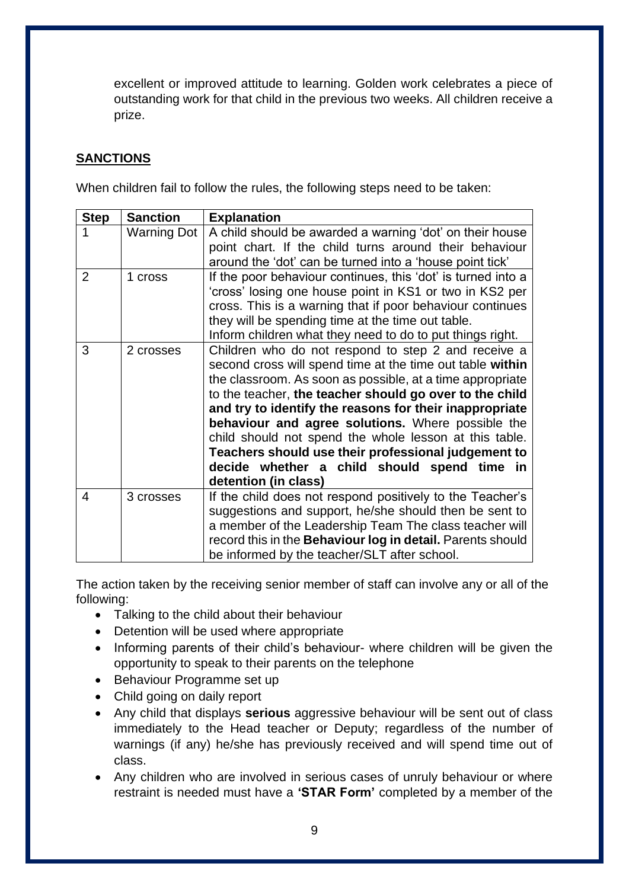excellent or improved attitude to learning. Golden work celebrates a piece of outstanding work for that child in the previous two weeks. All children receive a prize.

## SANCTIONS

When children fail to follow the rules, the following steps need to be taken:

| Step | Sanction | Explanation |
|---|---|---|
| 1 | Warning Dot | A child should be awarded a warning 'dot' on their house point chart. If the child turns around their behaviour around the 'dot' can be turned into a 'house point tick' |
| 2 | 1 cross | If the poor behaviour continues, this 'dot' is turned into a 'cross' losing one house point in KS1 or two in KS2 per cross. This is a warning that if poor behaviour continues they will be spending time at the time out table. Inform children what they need to do to put things right. |
| 3 | 2 crosses | Children who do not respond to step 2 and receive a second cross will spend time at the time out table **within** the classroom. As soon as possible, at a time appropriate to the teacher, **the teacher should go over to the child and try to identify the reasons for their inappropriate behaviour and agree solutions.** Where possible the child should not spend the whole lesson at this table. **Teachers should use their professional judgement to decide whether a child should spend time in detention (in class)** |
| 4 | 3 crosses | If the child does not respond positively to the Teacher's suggestions and support, he/she should then be sent to a member of the Leadership Team The class teacher will record this in the **Behaviour log in detail.** Parents should be informed by the teacher/SLT after school. |

The action taken by the receiving senior member of staff can involve any or all of the following:

- Talking to the child about their behaviour
- Detention will be used where appropriate
- Informing parents of their child's behaviour- where children will be given the opportunity to speak to their parents on the telephone
- Behaviour Programme set up
- Child going on daily report
- Any child that displays **serious** aggressive behaviour will be sent out of class immediately to the Head teacher or Deputy; regardless of the number of warnings (if any) he/she has previously received and will spend time out of class.
- Any children who are involved in serious cases of unruly behaviour or where restraint is needed must have a **'STAR Form'** completed by a member of the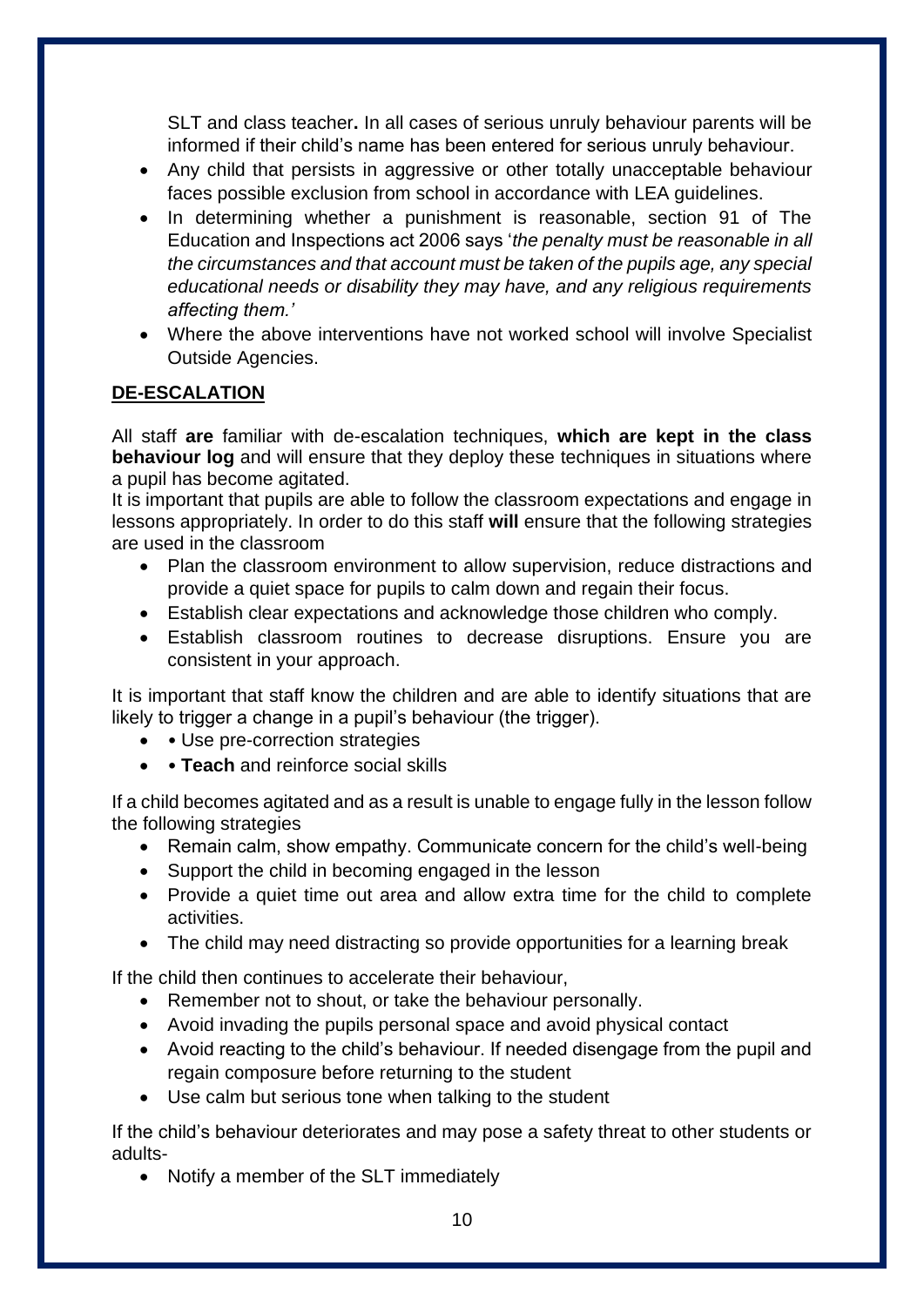SLT and class teacher**.** In all cases of serious unruly behaviour parents will be informed if their child's name has been entered for serious unruly behaviour.

- Any child that persists in aggressive or other totally unacceptable behaviour faces possible exclusion from school in accordance with LEA guidelines.
- In determining whether a punishment is reasonable, section 91 of The Education and Inspections act 2006 says '*the penalty must be reasonable in all the circumstances and that account must be taken of the pupils age, any special educational needs or disability they may have, and any religious requirements affecting them.*'
- Where the above interventions have not worked school will involve Specialist Outside Agencies.

## <u>DE-ESCALATION</u>

All staff **are** familiar with de-escalation techniques, **which are kept in the class behaviour log** and will ensure that they deploy these techniques in situations where a pupil has become agitated.
It is important that pupils are able to follow the classroom expectations and engage in lessons appropriately. In order to do this staff **will** ensure that the following strategies are used in the classroom

- Plan the classroom environment to allow supervision, reduce distractions and provide a quiet space for pupils to calm down and regain their focus.
- Establish clear expectations and acknowledge those children who comply.
- Establish classroom routines to decrease disruptions. Ensure you are consistent in your approach.

It is important that staff know the children and are able to identify situations that are likely to trigger a change in a pupil's behaviour (the trigger).

- • Use pre-correction strategies
- • **Teach** and reinforce social skills

If a child becomes agitated and as a result is unable to engage fully in the lesson follow the following strategies

- Remain calm, show empathy. Communicate concern for the child's well-being
- Support the child in becoming engaged in the lesson
- Provide a quiet time out area and allow extra time for the child to complete activities.
- The child may need distracting so provide opportunities for a learning break

If the child then continues to accelerate their behaviour,

- Remember not to shout, or take the behaviour personally.
- Avoid invading the pupils personal space and avoid physical contact
- Avoid reacting to the child's behaviour. If needed disengage from the pupil and regain composure before returning to the student
- Use calm but serious tone when talking to the student

If the child's behaviour deteriorates and may pose a safety threat to other students or adults-

- Notify a member of the SLT immediately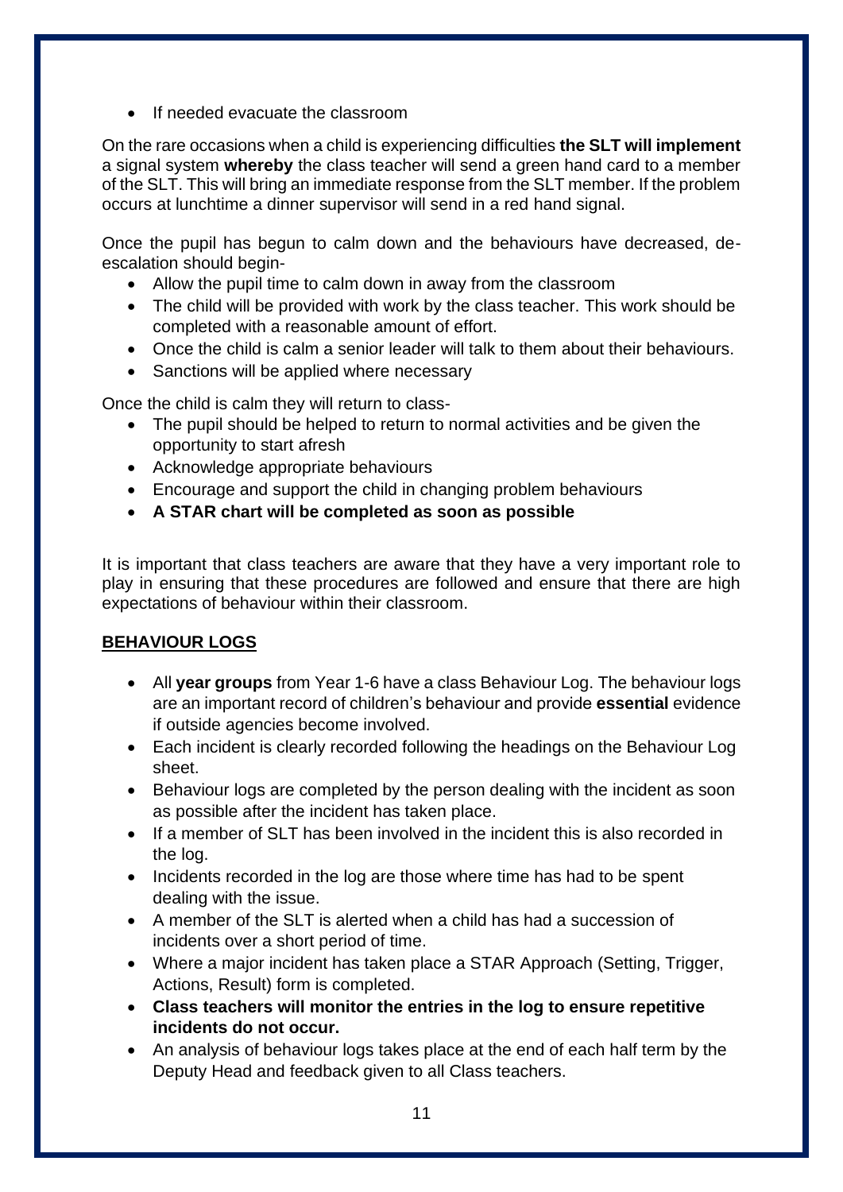- If needed evacuate the classroom

On the rare occasions when a child is experiencing difficulties **the SLT will implement** a signal system **whereby** the class teacher will send a green hand card to a member of the SLT. This will bring an immediate response from the SLT member. If the problem occurs at lunchtime a dinner supervisor will send in a red hand signal.

Once the pupil has begun to calm down and the behaviours have decreased, de-escalation should begin-

- Allow the pupil time to calm down in away from the classroom
- The child will be provided with work by the class teacher. This work should be completed with a reasonable amount of effort.
- Once the child is calm a senior leader will talk to them about their behaviours.
- Sanctions will be applied where necessary

Once the child is calm they will return to class-

- The pupil should be helped to return to normal activities and be given the opportunity to start afresh
- Acknowledge appropriate behaviours
- Encourage and support the child in changing problem behaviours
- **A STAR chart will be completed as soon as possible**

It is important that class teachers are aware that they have a very important role to play in ensuring that these procedures are followed and ensure that there are high expectations of behaviour within their classroom.

## BEHAVIOUR LOGS

- All **year groups** from Year 1-6 have a class Behaviour Log. The behaviour logs are an important record of children's behaviour and provide **essential** evidence if outside agencies become involved.
- Each incident is clearly recorded following the headings on the Behaviour Log sheet.
- Behaviour logs are completed by the person dealing with the incident as soon as possible after the incident has taken place.
- If a member of SLT has been involved in the incident this is also recorded in the log.
- Incidents recorded in the log are those where time has had to be spent dealing with the issue.
- A member of the SLT is alerted when a child has had a succession of incidents over a short period of time.
- Where a major incident has taken place a STAR Approach (Setting, Trigger, Actions, Result) form is completed.
- **Class teachers will monitor the entries in the log to ensure repetitive incidents do not occur.**
- An analysis of behaviour logs takes place at the end of each half term by the Deputy Head and feedback given to all Class teachers.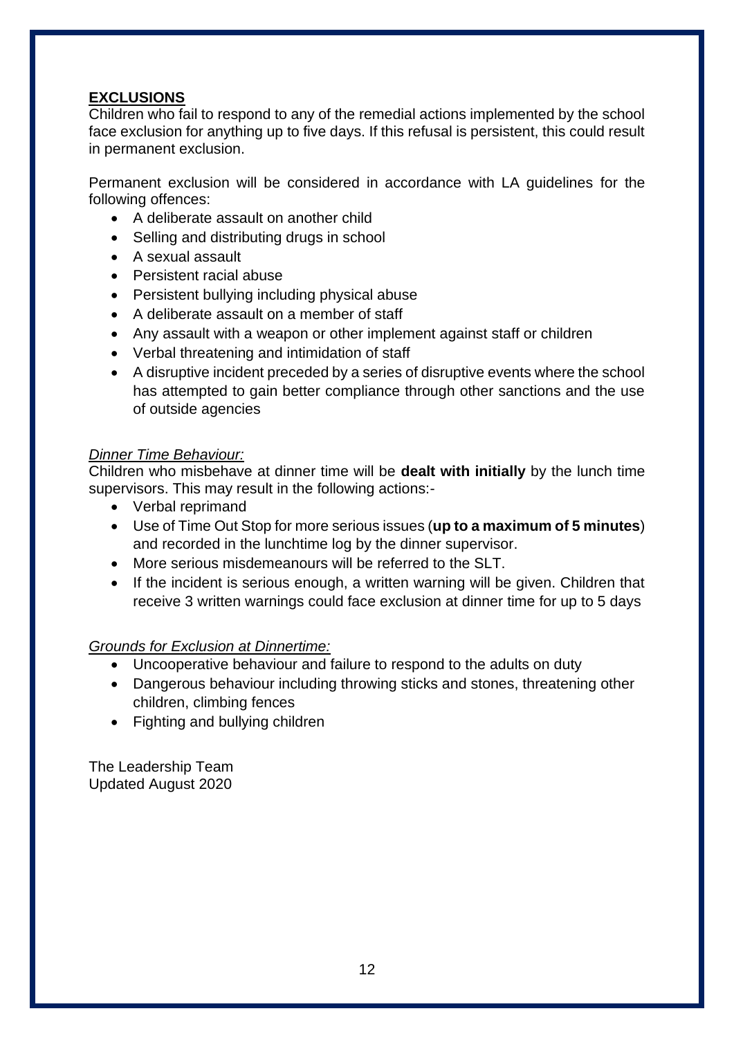## **EXCLUSIONS**

Children who fail to respond to any of the remedial actions implemented by the school face exclusion for anything up to five days. If this refusal is persistent, this could result in permanent exclusion.

Permanent exclusion will be considered in accordance with LA guidelines for the following offences:

- A deliberate assault on another child
- Selling and distributing drugs in school
- A sexual assault
- Persistent racial abuse
- Persistent bullying including physical abuse
- A deliberate assault on a member of staff
- Any assault with a weapon or other implement against staff or children
- Verbal threatening and intimidation of staff
- A disruptive incident preceded by a series of disruptive events where the school has attempted to gain better compliance through other sanctions and the use of outside agencies

*Dinner Time Behaviour:*

Children who misbehave at dinner time will be **dealt with initially** by the lunch time supervisors. This may result in the following actions:-

- Verbal reprimand
- Use of Time Out Stop for more serious issues (**up to a maximum of 5 minutes**) and recorded in the lunchtime log by the dinner supervisor.
- More serious misdemeanours will be referred to the SLT.
- If the incident is serious enough, a written warning will be given. Children that receive 3 written warnings could face exclusion at dinner time for up to 5 days

*Grounds for Exclusion at Dinnertime:*

- Uncooperative behaviour and failure to respond to the adults on duty
- Dangerous behaviour including throwing sticks and stones, threatening other children, climbing fences
- Fighting and bullying children

The Leadership Team
Updated August 2020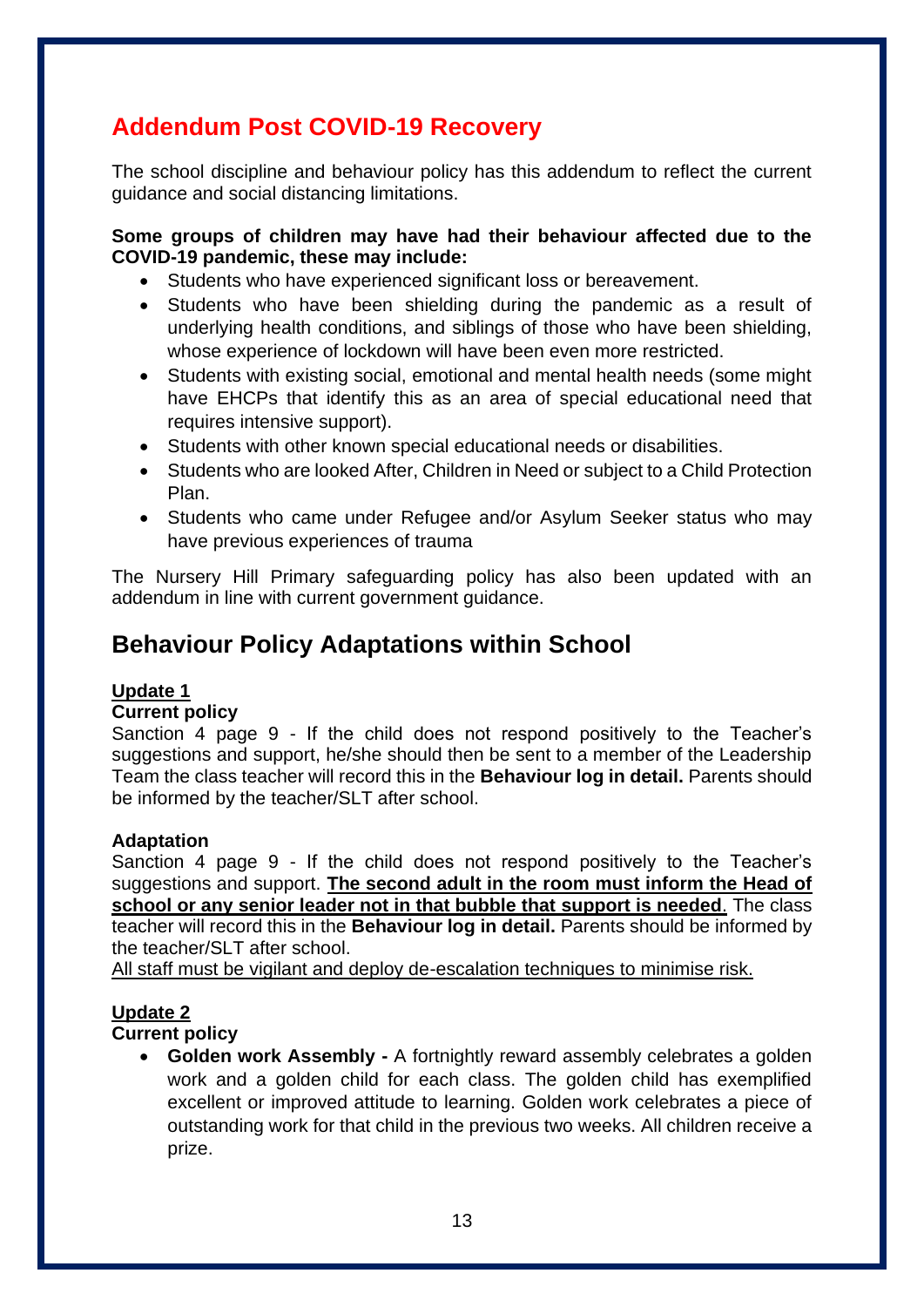# Addendum Post COVID-19 Recovery

The school discipline and behaviour policy has this addendum to reflect the current guidance and social distancing limitations.

**Some groups of children may have had their behaviour affected due to the COVID-19 pandemic, these may include:**

- Students who have experienced significant loss or bereavement.
- Students who have been shielding during the pandemic as a result of underlying health conditions, and siblings of those who have been shielding, whose experience of lockdown will have been even more restricted.
- Students with existing social, emotional and mental health needs (some might have EHCPs that identify this as an area of special educational need that requires intensive support).
- Students with other known special educational needs or disabilities.
- Students who are looked After, Children in Need or subject to a Child Protection Plan.
- Students who came under Refugee and/or Asylum Seeker status who may have previous experiences of trauma

The Nursery Hill Primary safeguarding policy has also been updated with an addendum in line with current government guidance.

## Behaviour Policy Adaptations within School

**Update 1**

**Current policy**

Sanction 4 page 9 - If the child does not respond positively to the Teacher's suggestions and support, he/she should then be sent to a member of the Leadership Team the class teacher will record this in the **Behaviour log in detail.** Parents should be informed by the teacher/SLT after school.

**Adaptation**

Sanction 4 page 9 - If the child does not respond positively to the Teacher's suggestions and support. **The second adult in the room must inform the Head of school or any senior leader not in that bubble that support is needed**. The class teacher will record this in the **Behaviour log in detail.** Parents should be informed by the teacher/SLT after school.

All staff must be vigilant and deploy de-escalation techniques to minimise risk.

**Update 2**

**Current policy**

- **Golden work Assembly -** A fortnightly reward assembly celebrates a golden work and a golden child for each class. The golden child has exemplified excellent or improved attitude to learning. Golden work celebrates a piece of outstanding work for that child in the previous two weeks. All children receive a prize.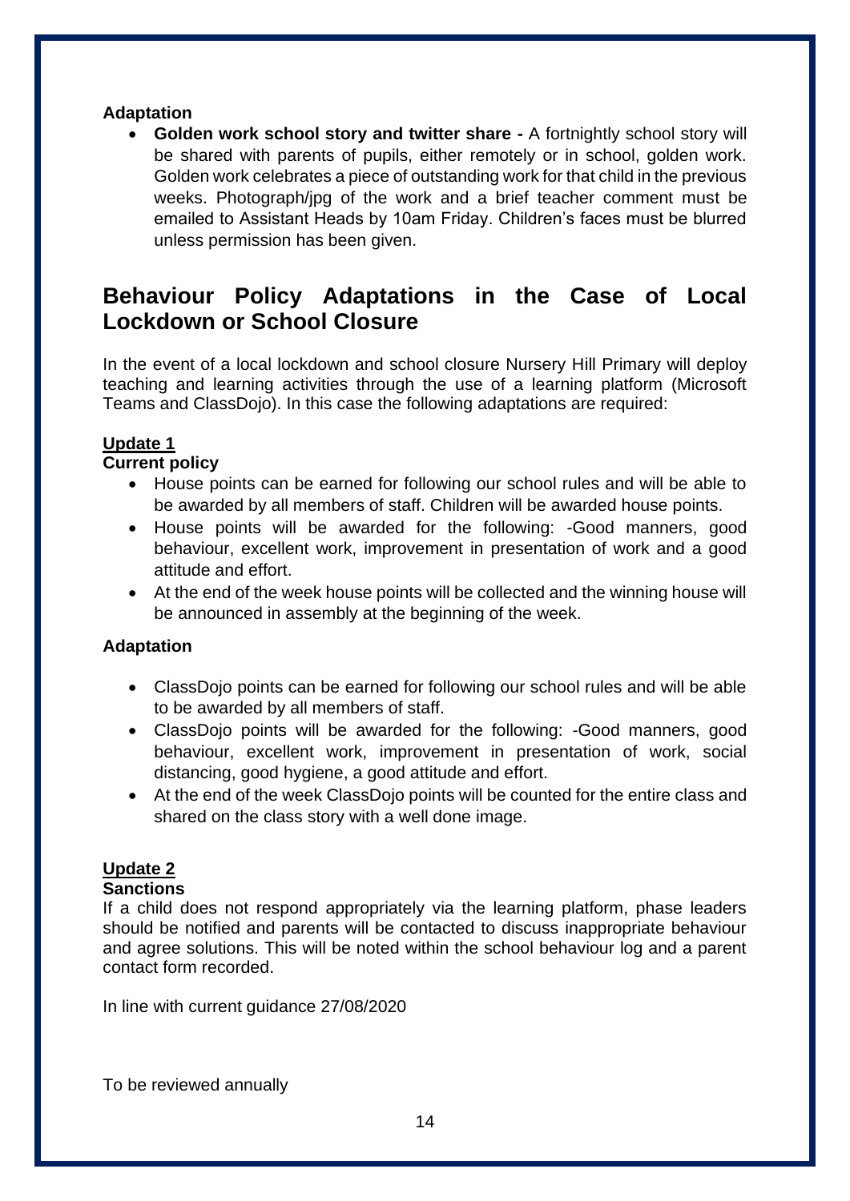**Adaptation**

- **Golden work school story and twitter share -** A fortnightly school story will be shared with parents of pupils, either remotely or in school, golden work. Golden work celebrates a piece of outstanding work for that child in the previous weeks. Photograph/jpg of the work and a brief teacher comment must be emailed to Assistant Heads by 10am Friday. Children's faces must be blurred unless permission has been given.

## Behaviour Policy Adaptations in the Case of Local Lockdown or School Closure

In the event of a local lockdown and school closure Nursery Hill Primary will deploy teaching and learning activities through the use of a learning platform (Microsoft Teams and ClassDojo). In this case the following adaptations are required:

**Update 1**

**Current policy**

- House points can be earned for following our school rules and will be able to be awarded by all members of staff. Children will be awarded house points.
- House points will be awarded for the following: -Good manners, good behaviour, excellent work, improvement in presentation of work and a good attitude and effort.
- At the end of the week house points will be collected and the winning house will be announced in assembly at the beginning of the week.

**Adaptation**

- ClassDojo points can be earned for following our school rules and will be able to be awarded by all members of staff.
- ClassDojo points will be awarded for the following: -Good manners, good behaviour, excellent work, improvement in presentation of work, social distancing, good hygiene, a good attitude and effort.
- At the end of the week ClassDojo points will be counted for the entire class and shared on the class story with a well done image.

**Update 2**

**Sanctions**

If a child does not respond appropriately via the learning platform, phase leaders should be notified and parents will be contacted to discuss inappropriate behaviour and agree solutions. This will be noted within the school behaviour log and a parent contact form recorded.

In line with current guidance 27/08/2020

To be reviewed annually